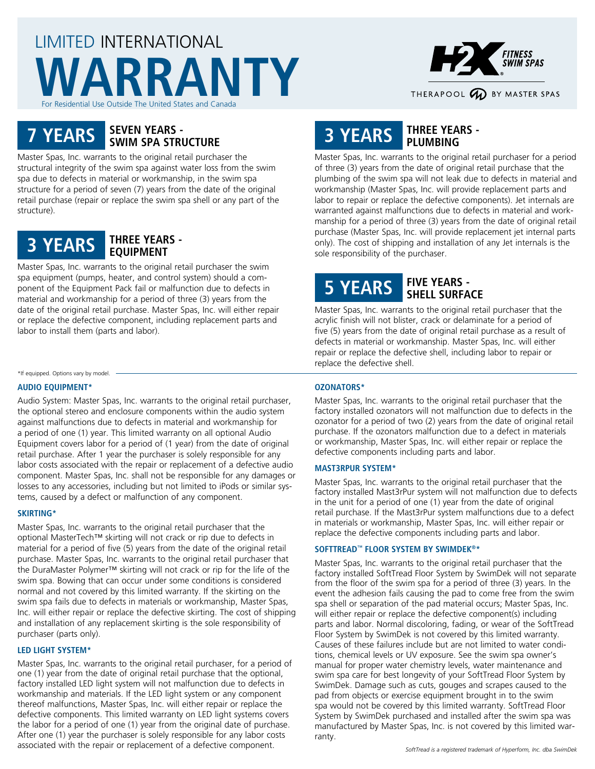# LIMITED INTERNATIONAL WARRANTY

For Residential Use Outside The United States and Canada

H2X FITNESS SWIM SPAS

THERAPOOL BY MASTER SPAS

## 7 YEARS — SEVEN YEARS - SWIM SPA STRUCTURE

Master Spas, Inc. warrants to the original retail purchaser the structural integrity of the swim spa against water loss from the swim spa due to defects in material or workmanship, in the swim spa structure for a period of seven (7) years from the date of the original retail purchase (repair or replace the swim spa shell or any part of the structure).

## 3 YEARS — THREE YEARS - EQUIPMENT

Master Spas, Inc. warrants to the original retail purchaser the swim spa equipment (pumps, heater, and control system) should a component of the Equipment Pack fail or malfunction due to defects in material and workmanship for a period of three (3) years from the date of the original retail purchase. Master Spas, Inc. will either repair or replace the defective component, including replacement parts and labor to install them (parts and labor).

## 3 YEARS — THREE YEARS - PLUMBING

Master Spas, Inc. warrants to the original retail purchaser for a period of three (3) years from the date of original retail purchase that the plumbing of the swim spa will not leak due to defects in material and workmanship (Master Spas, Inc. will provide replacement parts and labor to repair or replace the defective components). Jet internals are warranted against malfunctions due to defects in material and workmanship for a period of three (3) years from the date of original retail purchase (Master Spas, Inc. will provide replacement jet internal parts only). The cost of shipping and installation of any Jet internals is the sole responsibility of the purchaser.

## 5 YEARS — FIVE YEARS - SHELL SURFACE

Master Spas, Inc. warrants to the original retail purchaser that the acrylic finish will not blister, crack or delaminate for a period of five (5) years from the date of original retail purchase as a result of defects in material or workmanship. Master Spas, Inc. will either repair or replace the defective shell, including labor to repair or replace the defective shell.

*If equipped. Options vary by model.

### AUDIO EQUIPMENT*

Audio System: Master Spas, Inc. warrants to the original retail purchaser, the optional stereo and enclosure components within the audio system against malfunctions due to defects in material and workmanship for a period of one (1) year. This limited warranty on all optional Audio Equipment covers labor for a period of (1 year) from the date of original retail purchase. After 1 year the purchaser is solely responsible for any labor costs associated with the repair or replacement of a defective audio component. Master Spas, Inc. shall not be responsible for any damages or losses to any accessories, including but not limited to iPods or similar systems, caused by a defect or malfunction of any component.

### SKIRTING*

Master Spas, Inc. warrants to the original retail purchaser that the optional MasterTech™ skirting will not crack or rip due to defects in material for a period of five (5) years from the date of the original retail purchase. Master Spas, Inc. warrants to the original retail purchaser that the DuraMaster Polymer™ skirting will not crack or rip for the life of the swim spa. Bowing that can occur under some conditions is considered normal and not covered by this limited warranty. If the skirting on the swim spa fails due to defects in materials or workmanship, Master Spas, Inc. will either repair or replace the defective skirting. The cost of shipping and installation of any replacement skirting is the sole responsibility of purchaser (parts only).

### LED LIGHT SYSTEM*

Master Spas, Inc. warrants to the original retail purchaser, for a period of one (1) year from the date of original retail purchase that the optional, factory installed LED light system will not malfunction due to defects in workmanship and materials. If the LED light system or any component thereof malfunctions, Master Spas, Inc. will either repair or replace the defective components. This limited warranty on LED light systems covers the labor for a period of one (1) year from the original date of purchase. After one (1) year the purchaser is solely responsible for any labor costs associated with the repair or replacement of a defective component.

### OZONATORS*

Master Spas, Inc. warrants to the original retail purchaser that the factory installed ozonators will not malfunction due to defects in the ozonator for a period of two (2) years from the date of original retail purchase. If the ozonators malfunction due to a defect in materials or workmanship, Master Spas, Inc. will either repair or replace the defective components including parts and labor.

### MAST3RPUR SYSTEM*

Master Spas, Inc. warrants to the original retail purchaser that the factory installed Mast3rPur system will not malfunction due to defects in the unit for a period of one (1) year from the date of original retail purchase. If the Mast3rPur system malfunctions due to a defect in materials or workmanship, Master Spas, Inc. will either repair or replace the defective components including parts and labor.

### SOFTTREAD™ FLOOR SYSTEM BY SWIMDEK®*

Master Spas, Inc. warrants to the original retail purchaser that the factory installed SoftTread Floor System by SwimDek will not separate from the floor of the swim spa for a period of three (3) years. In the event the adhesion fails causing the pad to come free from the swim spa shell or separation of the pad material occurs; Master Spas, Inc. will either repair or replace the defective component(s) including parts and labor. Normal discoloring, fading, or wear of the SoftTread Floor System by SwimDek is not covered by this limited warranty. Causes of these failures include but are not limited to water conditions, chemical levels or UV exposure. See the swim spa owner's manual for proper water chemistry levels, water maintenance and swim spa care for best longevity of your SoftTread Floor System by SwimDek. Damage such as cuts, gouges and scrapes caused to the pad from objects or exercise equipment brought in to the swim spa would not be covered by this limited warranty. SoftTread Floor System by SwimDek purchased and installed after the swim spa was manufactured by Master Spas, Inc. is not covered by this limited warranty.

*SoftTread is a registered trademark of Hyperform, Inc. dba SwimDek*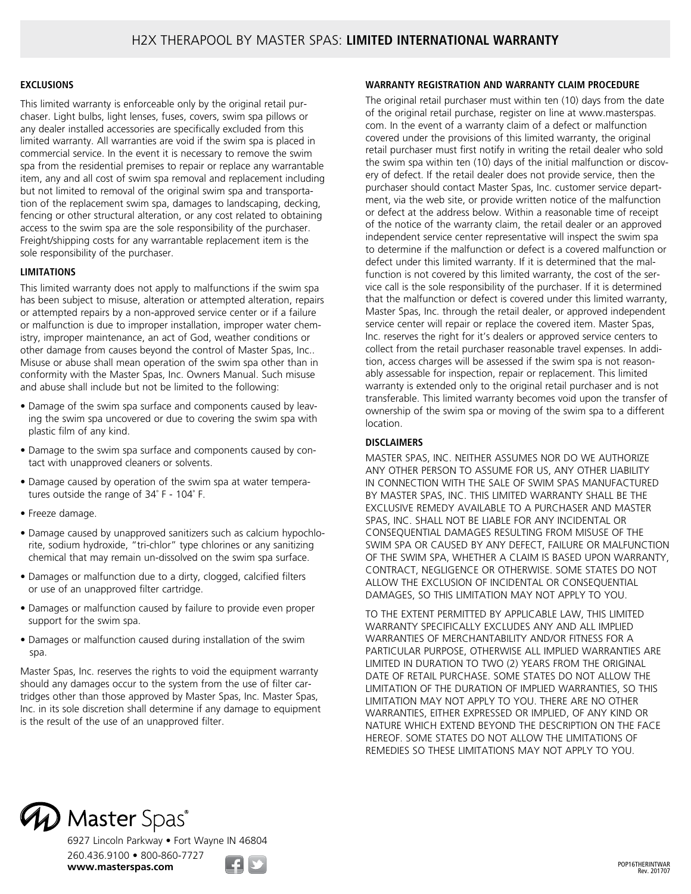# H2X THERAPOOL BY MASTER SPAS: **LIMITED INTERNATIONAL WARRANTY**

### EXCLUSIONS

This limited warranty is enforceable only by the original retail purchaser. Light bulbs, light lenses, fuses, covers, swim spa pillows or any dealer installed accessories are specifically excluded from this limited warranty. All warranties are void if the swim spa is placed in commercial service. In the event it is necessary to remove the swim spa from the residential premises to repair or replace any warrantable item, any and all cost of swim spa removal and replacement including but not limited to removal of the original swim spa and transportation of the replacement swim spa, damages to landscaping, decking, fencing or other structural alteration, or any cost related to obtaining access to the swim spa are the sole responsibility of the purchaser. Freight/shipping costs for any warrantable replacement item is the sole responsibility of the purchaser.

### LIMITATIONS

This limited warranty does not apply to malfunctions if the swim spa has been subject to misuse, alteration or attempted alteration, repairs or attempted repairs by a non-approved service center or if a failure or malfunction is due to improper installation, improper water chemistry, improper maintenance, an act of God, weather conditions or other damage from causes beyond the control of Master Spas, Inc.. Misuse or abuse shall mean operation of the swim spa other than in conformity with the Master Spas, Inc. Owners Manual. Such misuse and abuse shall include but not be limited to the following:

- Damage of the swim spa surface and components caused by leaving the swim spa uncovered or due to covering the swim spa with plastic film of any kind.
- Damage to the swim spa surface and components caused by contact with unapproved cleaners or solvents.
- Damage caused by operation of the swim spa at water temperatures outside the range of 34˚ F - 104˚ F.
- Freeze damage.
- Damage caused by unapproved sanitizers such as calcium hypochlorite, sodium hydroxide, “tri-chlor” type chlorines or any sanitizing chemical that may remain un-dissolved on the swim spa surface.
- Damages or malfunction due to a dirty, clogged, calcified filters or use of an unapproved filter cartridge.
- Damages or malfunction caused by failure to provide even proper support for the swim spa.
- Damages or malfunction caused during installation of the swim spa.

Master Spas, Inc. reserves the rights to void the equipment warranty should any damages occur to the system from the use of filter cartridges other than those approved by Master Spas, Inc. Master Spas, Inc. in its sole discretion shall determine if any damage to equipment is the result of the use of an unapproved filter.

### WARRANTY REGISTRATION AND WARRANTY CLAIM PROCEDURE

The original retail purchaser must within ten (10) days from the date of the original retail purchase, register on line at www.masterspas.com. In the event of a warranty claim of a defect or malfunction covered under the provisions of this limited warranty, the original retail purchaser must first notify in writing the retail dealer who sold the swim spa within ten (10) days of the initial malfunction or discovery of defect. If the retail dealer does not provide service, then the purchaser should contact Master Spas, Inc. customer service department, via the web site, or provide written notice of the malfunction or defect at the address below. Within a reasonable time of receipt of the notice of the warranty claim, the retail dealer or an approved independent service center representative will inspect the swim spa to determine if the malfunction or defect is a covered malfunction or defect under this limited warranty. If it is determined that the malfunction is not covered by this limited warranty, the cost of the service call is the sole responsibility of the purchaser. If it is determined that the malfunction or defect is covered under this limited warranty, Master Spas, Inc. through the retail dealer, or approved independent service center will repair or replace the covered item. Master Spas, Inc. reserves the right for it’s dealers or approved service centers to collect from the retail purchaser reasonable travel expenses. In addition, access charges will be assessed if the swim spa is not reasonably assessable for inspection, repair or replacement. This limited warranty is extended only to the original retail purchaser and is not transferable. This limited warranty becomes void upon the transfer of ownership of the swim spa or moving of the swim spa to a different location.

### DISCLAIMERS

MASTER SPAS, INC. NEITHER ASSUMES NOR DO WE AUTHORIZE ANY OTHER PERSON TO ASSUME FOR US, ANY OTHER LIABILITY IN CONNECTION WITH THE SALE OF SWIM SPAS MANUFACTURED BY MASTER SPAS, INC. THIS LIMITED WARRANTY SHALL BE THE EXCLUSIVE REMEDY AVAILABLE TO A PURCHASER AND MASTER SPAS, INC. SHALL NOT BE LIABLE FOR ANY INCIDENTAL OR CONSEQUENTIAL DAMAGES RESULTING FROM MISUSE OF THE SWIM SPA OR CAUSED BY ANY DEFECT, FAILURE OR MALFUNCTION OF THE SWIM SPA, WHETHER A CLAIM IS BASED UPON WARRANTY, CONTRACT, NEGLIGENCE OR OTHERWISE. SOME STATES DO NOT ALLOW THE EXCLUSION OF INCIDENTAL OR CONSEQUENTIAL DAMAGES, SO THIS LIMITATION MAY NOT APPLY TO YOU.

TO THE EXTENT PERMITTED BY APPLICABLE LAW, THIS LIMITED WARRANTY SPECIFICALLY EXCLUDES ANY AND ALL IMPLIED WARRANTIES OF MERCHANTABILITY AND/OR FITNESS FOR A PARTICULAR PURPOSE, OTHERWISE ALL IMPLIED WARRANTIES ARE LIMITED IN DURATION TO TWO (2) YEARS FROM THE ORIGINAL DATE OF RETAIL PURCHASE. SOME STATES DO NOT ALLOW THE LIMITATION OF THE DURATION OF IMPLIED WARRANTIES, SO THIS LIMITATION MAY NOT APPLY TO YOU. THERE ARE NO OTHER WARRANTIES, EITHER EXPRESSED OR IMPLIED, OF ANY KIND OR NATURE WHICH EXTEND BEYOND THE DESCRIPTION ON THE FACE HEREOF. SOME STATES DO NOT ALLOW THE LIMITATIONS OF REMEDIES SO THESE LIMITATIONS MAY NOT APPLY TO YOU.

Master Spas®

6927 Lincoln Parkway • Fort Wayne IN 46804

260.436.9100 • 800-860-7727

**www.masterspas.com**

POP16THERINTWAR
Rev. 201707